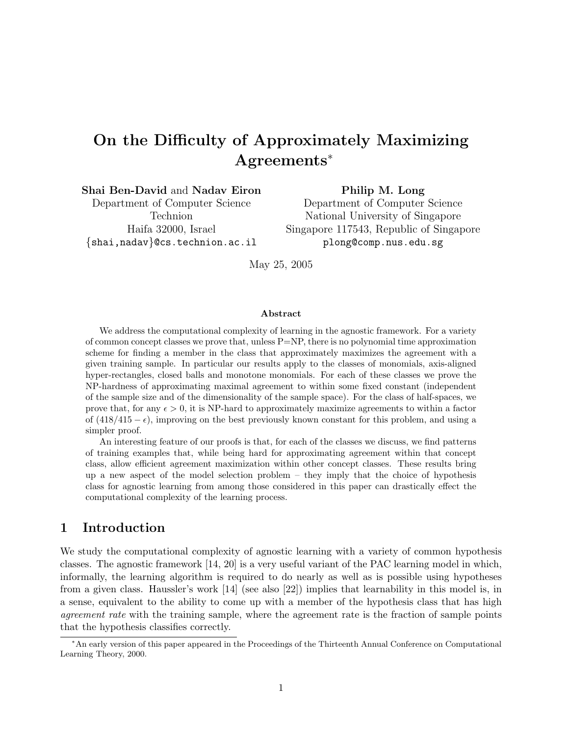# On the Difficulty of Approximately Maximizing Agreements*

**Shai Ben-David** and **Nadav Eiron**
Department of Computer Science
Technion
Haifa 32000, Israel
{shai,nadav}@cs.technion.ac.il

**Philip M. Long**
Department of Computer Science
National University of Singapore
Singapore 117543, Republic of Singapore
plong@comp.nus.edu.sg

May 25, 2005

### Abstract

We address the computational complexity of learning in the agnostic framework. For a variety of common concept classes we prove that, unless P=NP, there is no polynomial time approximation scheme for finding a member in the class that approximately maximizes the agreement with a given training sample. In particular our results apply to the classes of monomials, axis-aligned hyper-rectangles, closed balls and monotone monomials. For each of these classes we prove the NP-hardness of approximating maximal agreement to within some fixed constant (independent of the sample size and of the dimensionality of the sample space). For the class of half-spaces, we prove that, for any $\epsilon > 0$, it is NP-hard to approximately maximize agreements to within a factor of $(418/415 - \epsilon)$, improving on the best previously known constant for this problem, and using a simpler proof.

An interesting feature of our proofs is that, for each of the classes we discuss, we find patterns of training examples that, while being hard for approximating agreement within that concept class, allow efficient agreement maximization within other concept classes. These results bring up a new aspect of the model selection problem – they imply that the choice of hypothesis class for agnostic learning from among those considered in this paper can drastically effect the computational complexity of the learning process.

## 1 Introduction

We study the computational complexity of agnostic learning with a variety of common hypothesis classes. The agnostic framework [14, 20] is a very useful variant of the PAC learning model in which, informally, the learning algorithm is required to do nearly as well as is possible using hypotheses from a given class. Haussler's work [14] (see also [22]) implies that learnability in this model is, in a sense, equivalent to the ability to come up with a member of the hypothesis class that has high *agreement rate* with the training sample, where the agreement rate is the fraction of sample points that the hypothesis classifies correctly.

*An early version of this paper appeared in the Proceedings of the Thirteenth Annual Conference on Computational Learning Theory, 2000.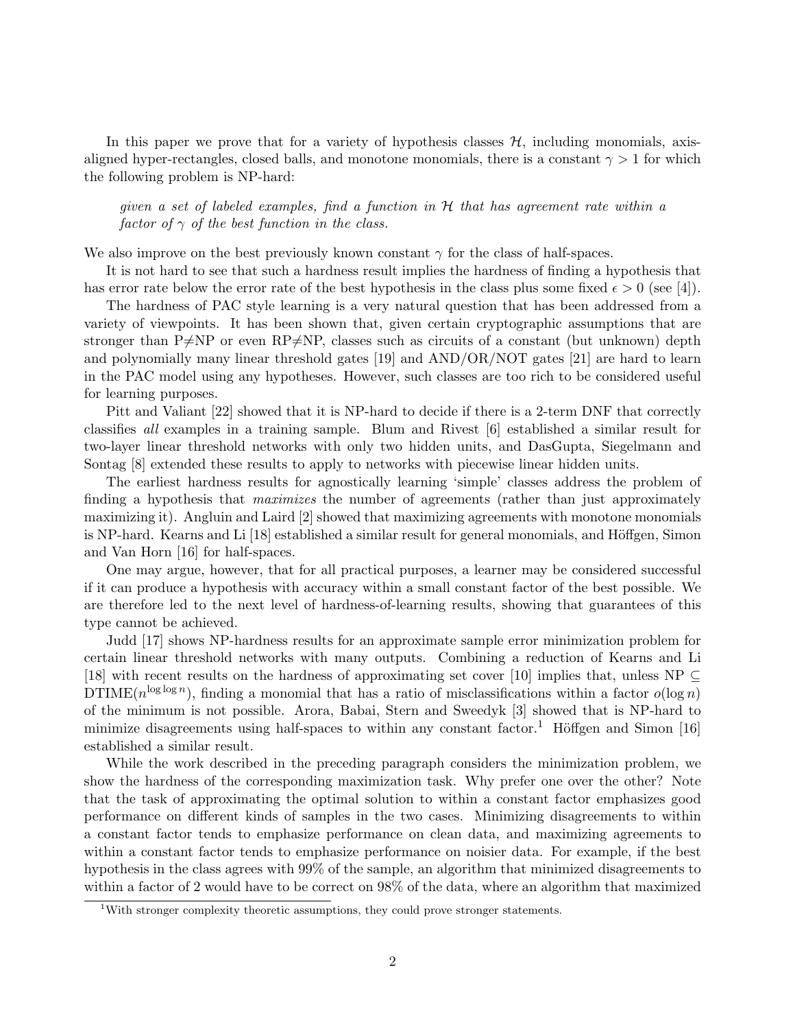In this paper we prove that for a variety of hypothesis classes $\mathcal{H}$, including monomials, axis-aligned hyper-rectangles, closed balls, and monotone monomials, there is a constant $\gamma > 1$ for which the following problem is NP-hard:

> *given a set of labeled examples, find a function in $\mathcal{H}$ that has agreement rate within a factor of $\gamma$ of the best function in the class.*

We also improve on the best previously known constant $\gamma$ for the class of half-spaces.

It is not hard to see that such a hardness result implies the hardness of finding a hypothesis that has error rate below the error rate of the best hypothesis in the class plus some fixed $\epsilon > 0$ (see [4]).

The hardness of PAC style learning is a very natural question that has been addressed from a variety of viewpoints. It has been shown that, given certain cryptographic assumptions that are stronger than P≠NP or even RP≠NP, classes such as circuits of a constant (but unknown) depth and polynomially many linear threshold gates [19] and AND/OR/NOT gates [21] are hard to learn in the PAC model using any hypotheses. However, such classes are too rich to be considered useful for learning purposes.

Pitt and Valiant [22] showed that it is NP-hard to decide if there is a 2-term DNF that correctly classifies *all* examples in a training sample. Blum and Rivest [6] established a similar result for two-layer linear threshold networks with only two hidden units, and DasGupta, Siegelmann and Sontag [8] extended these results to apply to networks with piecewise linear hidden units.

The earliest hardness results for agnostically learning 'simple' classes address the problem of finding a hypothesis that *maximizes* the number of agreements (rather than just approximately maximizing it). Angluin and Laird [2] showed that maximizing agreements with monotone monomials is NP-hard. Kearns and Li [18] established a similar result for general monomials, and Höffgen, Simon and Van Horn [16] for half-spaces.

One may argue, however, that for all practical purposes, a learner may be considered successful if it can produce a hypothesis with accuracy within a small constant factor of the best possible. We are therefore led to the next level of hardness-of-learning results, showing that guarantees of this type cannot be achieved.

Judd [17] shows NP-hardness results for an approximate sample error minimization problem for certain linear threshold networks with many outputs. Combining a reduction of Kearns and Li [18] with recent results on the hardness of approximating set cover [10] implies that, unless NP $\subseteq$ DTIME($n^{\log \log n}$), finding a monomial that has a ratio of misclassifications within a factor $o(\log n)$ of the minimum is not possible. Arora, Babai, Stern and Sweedyk [3] showed that is NP-hard to minimize disagreements using half-spaces to within any constant factor.[1] Höffgen and Simon [16] established a similar result.

While the work described in the preceding paragraph considers the minimization problem, we show the hardness of the corresponding maximization task. Why prefer one over the other? Note that the task of approximating the optimal solution to within a constant factor emphasizes good performance on different kinds of samples in the two cases. Minimizing disagreements to within a constant factor tends to emphasize performance on clean data, and maximizing agreements to within a constant factor tends to emphasize performance on noisier data. For example, if the best hypothesis in the class agrees with 99% of the sample, an algorithm that minimized disagreements to within a factor of 2 would have to be correct on 98% of the data, where an algorithm that maximized

[1] With stronger complexity theoretic assumptions, they could prove stronger statements.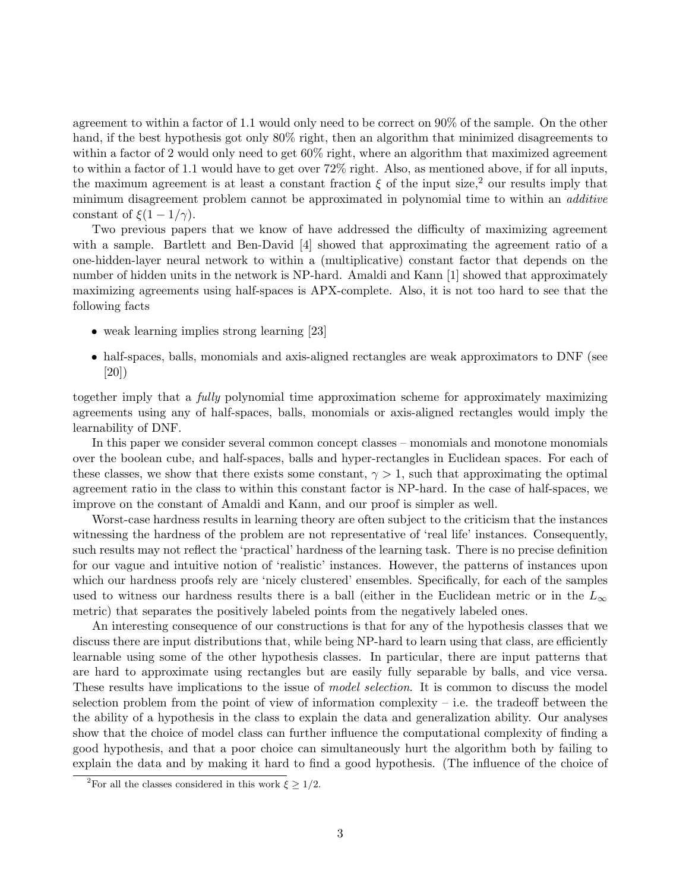agreement to within a factor of 1.1 would only need to be correct on 90% of the sample. On the other hand, if the best hypothesis got only 80% right, then an algorithm that minimized disagreements to within a factor of 2 would only need to get 60% right, where an algorithm that maximized agreement to within a factor of 1.1 would have to get over 72% right. Also, as mentioned above, if for all inputs, the maximum agreement is at least a constant fraction $\xi$ of the input size,[2] our results imply that minimum disagreement problem cannot be approximated in polynomial time to within an *additive* constant of $\xi(1 - 1/\gamma)$.

Two previous papers that we know of have addressed the difficulty of maximizing agreement with a sample. Bartlett and Ben-David [4] showed that approximating the agreement ratio of a one-hidden-layer neural network to within a (multiplicative) constant factor that depends on the number of hidden units in the network is NP-hard. Amaldi and Kann [1] showed that approximately maximizing agreements using half-spaces is APX-complete. Also, it is not too hard to see that the following facts

- weak learning implies strong learning [23]
- half-spaces, balls, monomials and axis-aligned rectangles are weak approximators to DNF (see [20])

together imply that a *fully* polynomial time approximation scheme for approximately maximizing agreements using any of half-spaces, balls, monomials or axis-aligned rectangles would imply the learnability of DNF.

In this paper we consider several common concept classes – monomials and monotone monomials over the boolean cube, and half-spaces, balls and hyper-rectangles in Euclidean spaces. For each of these classes, we show that there exists some constant, $\gamma > 1$, such that approximating the optimal agreement ratio in the class to within this constant factor is NP-hard. In the case of half-spaces, we improve on the constant of Amaldi and Kann, and our proof is simpler as well.

Worst-case hardness results in learning theory are often subject to the criticism that the instances witnessing the hardness of the problem are not representative of 'real life' instances. Consequently, such results may not reflect the 'practical' hardness of the learning task. There is no precise definition for our vague and intuitive notion of 'realistic' instances. However, the patterns of instances upon which our hardness proofs rely are 'nicely clustered' ensembles. Specifically, for each of the samples used to witness our hardness results there is a ball (either in the Euclidean metric or in the $L_\infty$ metric) that separates the positively labeled points from the negatively labeled ones.

An interesting consequence of our constructions is that for any of the hypothesis classes that we discuss there are input distributions that, while being NP-hard to learn using that class, are efficiently learnable using some of the other hypothesis classes. In particular, there are input patterns that are hard to approximate using rectangles but are easily fully separable by balls, and vice versa. These results have implications to the issue of *model selection*. It is common to discuss the model selection problem from the point of view of information complexity – i.e. the tradeoff between the the ability of a hypothesis in the class to explain the data and generalization ability. Our analyses show that the choice of model class can further influence the computational complexity of finding a good hypothesis, and that a poor choice can simultaneously hurt the algorithm both by failing to explain the data and by making it hard to find a good hypothesis. (The influence of the choice of

[2] For all the classes considered in this work $\xi \geq 1/2$.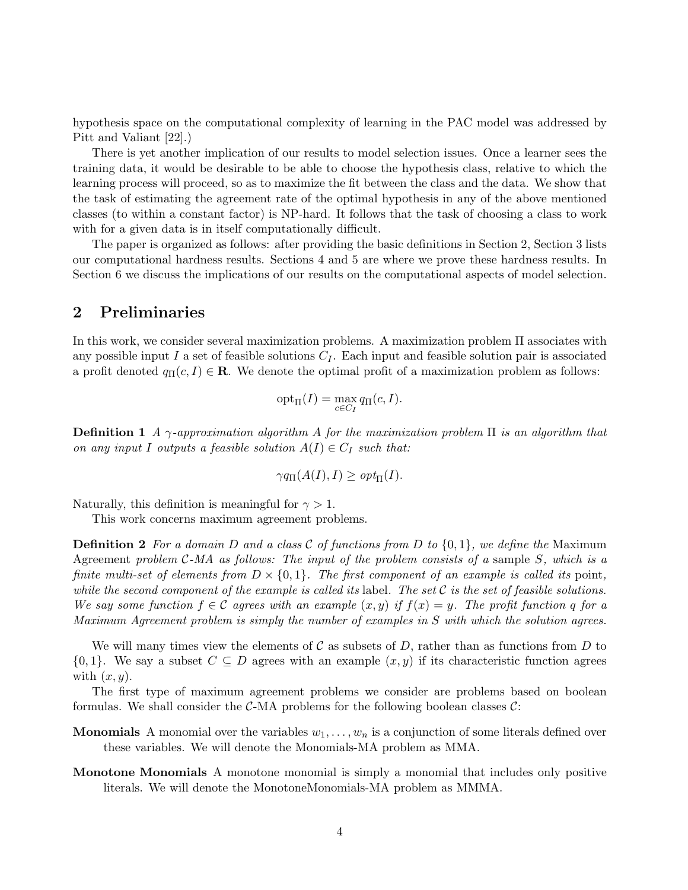hypothesis space on the computational complexity of learning in the PAC model was addressed by Pitt and Valiant [22].)

There is yet another implication of our results to model selection issues. Once a learner sees the training data, it would be desirable to be able to choose the hypothesis class, relative to which the learning process will proceed, so as to maximize the fit between the class and the data. We show that the task of estimating the agreement rate of the optimal hypothesis in any of the above mentioned classes (to within a constant factor) is NP-hard. It follows that the task of choosing a class to work with for a given data is in itself computationally difficult.

The paper is organized as follows: after providing the basic definitions in Section 2, Section 3 lists our computational hardness results. Sections 4 and 5 are where we prove these hardness results. In Section 6 we discuss the implications of our results on the computational aspects of model selection.

## 2 Preliminaries

In this work, we consider several maximization problems. A maximization problem $\Pi$ associates with any possible input $I$ a set of feasible solutions $C_I$. Each input and feasible solution pair is associated a profit denoted $q_\Pi(c, I) \in \mathbf{R}$. We denote the optimal profit of a maximization problem as follows:

$$\mathrm{opt}_\Pi(I) = \max_{c \in C_I} q_\Pi(c, I).$$

**Definition 1** *A $\gamma$-approximation algorithm $A$ for the maximization problem $\Pi$ is an algorithm that on any input $I$ outputs a feasible solution $A(I) \in C_I$ such that:*

$$\gamma q_\Pi(A(I), I) \geq opt_\Pi(I).$$

Naturally, this definition is meaningful for $\gamma > 1$.

This work concerns maximum agreement problems.

**Definition 2** *For a domain $D$ and a class $\mathcal{C}$ of functions from $D$ to $\{0, 1\}$, we define the* Maximum Agreement *problem $\mathcal{C}$-MA as follows: The input of the problem consists of a* sample *$S$, which is a finite multi-set of elements from $D \times \{0, 1\}$. The first component of an example is called its* point*, while the second component of the example is called its* label*. The set $\mathcal{C}$ is the set of feasible solutions. We say some function $f \in \mathcal{C}$ agrees with an example $(x, y)$ if $f(x) = y$. The profit function $q$ for a Maximum Agreement problem is simply the number of examples in $S$ with which the solution agrees.*

We will many times view the elements of $\mathcal{C}$ as subsets of $D$, rather than as functions from $D$ to $\{0, 1\}$. We say a subset $C \subseteq D$ agrees with an example $(x, y)$ if its characteristic function agrees with $(x, y)$.

The first type of maximum agreement problems we consider are problems based on boolean formulas. We shall consider the $\mathcal{C}$-MA problems for the following boolean classes $\mathcal{C}$:

**Monomials** A monomial over the variables $w_1, \ldots, w_n$ is a conjunction of some literals defined over these variables. We will denote the Monomials-MA problem as MMA.

**Monotone Monomials** A monotone monomial is simply a monomial that includes only positive literals. We will denote the MonotoneMonomials-MA problem as MMMA.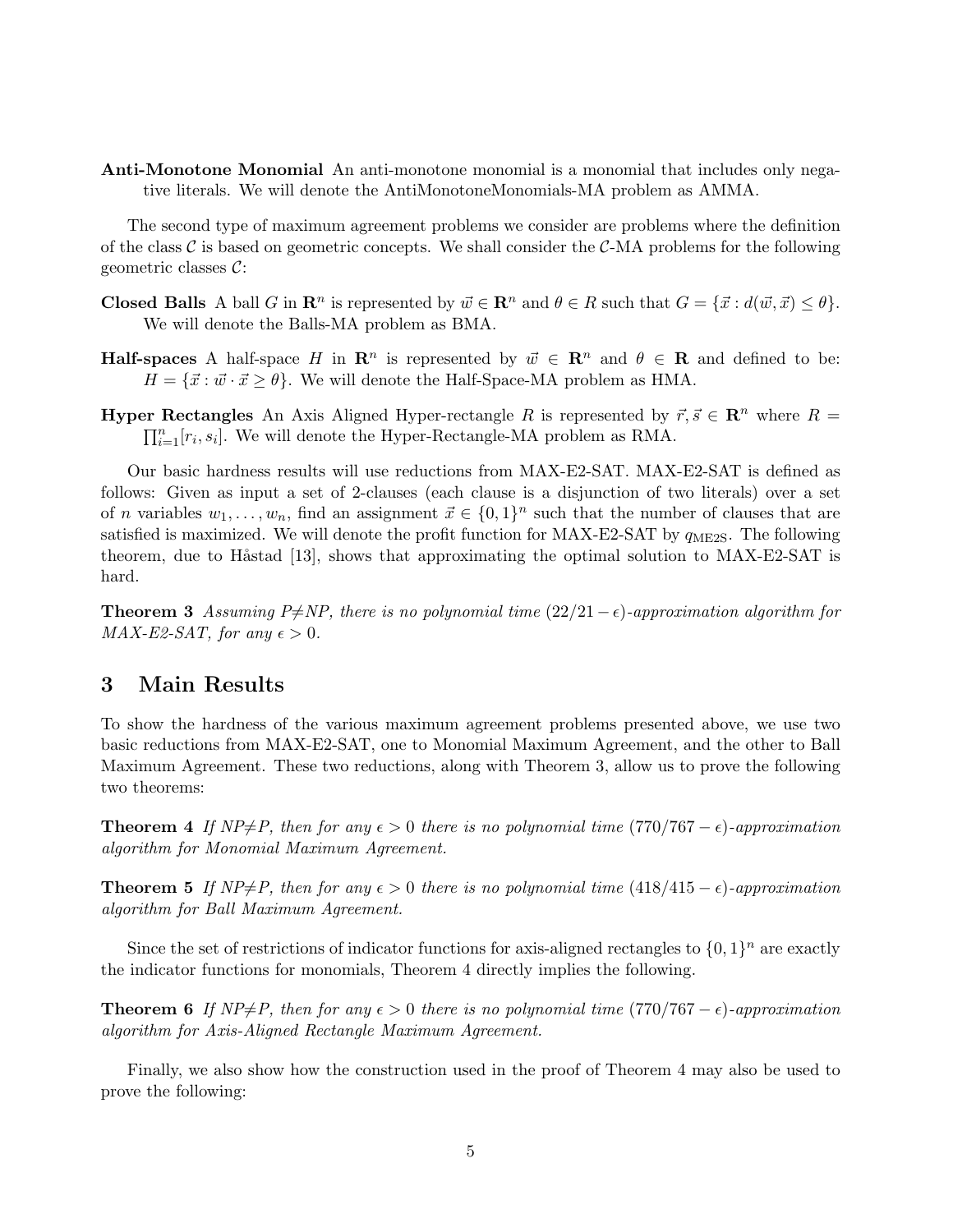**Anti-Monotone Monomial** An anti-monotone monomial is a monomial that includes only negative literals. We will denote the AntiMonotoneMonomials-MA problem as AMMA.

The second type of maximum agreement problems we consider are problems where the definition of the class $\mathcal{C}$ is based on geometric concepts. We shall consider the $\mathcal{C}$-MA problems for the following geometric classes $\mathcal{C}$:

**Closed Balls** A ball $G$ in $\mathbf{R}^n$ is represented by $\vec{w} \in \mathbf{R}^n$ and $\theta \in R$ such that $G = \{\vec{x} : d(\vec{w}, \vec{x}) \leq \theta\}$. We will denote the Balls-MA problem as BMA.

**Half-spaces** A half-space $H$ in $\mathbf{R}^n$ is represented by $\vec{w} \in \mathbf{R}^n$ and $\theta \in \mathbf{R}$ and defined to be: $H = \{\vec{x} : \vec{w} \cdot \vec{x} \geq \theta\}$. We will denote the Half-Space-MA problem as HMA.

**Hyper Rectangles** An Axis Aligned Hyper-rectangle $R$ is represented by $\vec{r}, \vec{s} \in \mathbf{R}^n$ where $R = \prod_{i=1}^{n}[r_i, s_i]$. We will denote the Hyper-Rectangle-MA problem as RMA.

Our basic hardness results will use reductions from MAX-E2-SAT. MAX-E2-SAT is defined as follows: Given as input a set of 2-clauses (each clause is a disjunction of two literals) over a set of $n$ variables $w_1, \ldots, w_n$, find an assignment $\vec{x} \in \{0,1\}^n$ such that the number of clauses that are satisfied is maximized. We will denote the profit function for MAX-E2-SAT by $q_{\text{ME2S}}$. The following theorem, due to Håstad [13], shows that approximating the optimal solution to MAX-E2-SAT is hard.

**Theorem 3** *Assuming P≠NP, there is no polynomial time $(22/21 - \epsilon)$-approximation algorithm for MAX-E2-SAT, for any $\epsilon > 0$.*

## 3 Main Results

To show the hardness of the various maximum agreement problems presented above, we use two basic reductions from MAX-E2-SAT, one to Monomial Maximum Agreement, and the other to Ball Maximum Agreement. These two reductions, along with Theorem 3, allow us to prove the following two theorems:

**Theorem 4** *If NP≠P, then for any $\epsilon > 0$ there is no polynomial time $(770/767 - \epsilon)$-approximation algorithm for Monomial Maximum Agreement.*

**Theorem 5** *If NP≠P, then for any $\epsilon > 0$ there is no polynomial time $(418/415 - \epsilon)$-approximation algorithm for Ball Maximum Agreement.*

Since the set of restrictions of indicator functions for axis-aligned rectangles to $\{0,1\}^n$ are exactly the indicator functions for monomials, Theorem 4 directly implies the following.

**Theorem 6** *If NP≠P, then for any $\epsilon > 0$ there is no polynomial time $(770/767 - \epsilon)$-approximation algorithm for Axis-Aligned Rectangle Maximum Agreement.*

Finally, we also show how the construction used in the proof of Theorem 4 may also be used to prove the following: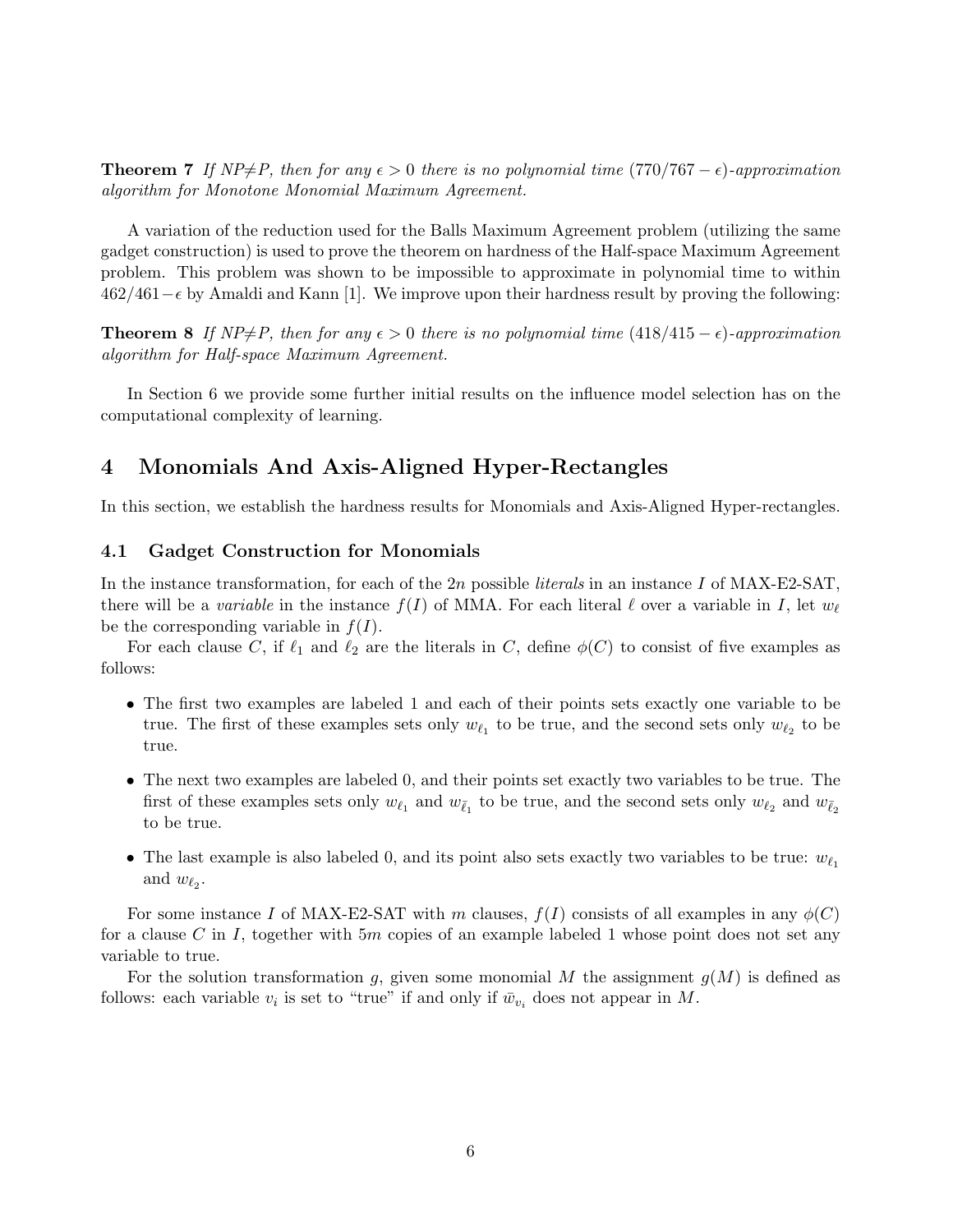**Theorem 7** *If NP≠P, then for any $\epsilon > 0$ there is no polynomial time $(770/767 - \epsilon)$-approximation algorithm for Monotone Monomial Maximum Agreement.*

A variation of the reduction used for the Balls Maximum Agreement problem (utilizing the same gadget construction) is used to prove the theorem on hardness of the Half-space Maximum Agreement problem. This problem was shown to be impossible to approximate in polynomial time to within $462/461 - \epsilon$ by Amaldi and Kann [1]. We improve upon their hardness result by proving the following:

**Theorem 8** *If NP≠P, then for any $\epsilon > 0$ there is no polynomial time $(418/415 - \epsilon)$-approximation algorithm for Half-space Maximum Agreement.*

In Section 6 we provide some further initial results on the influence model selection has on the computational complexity of learning.

# 4 Monomials And Axis-Aligned Hyper-Rectangles

In this section, we establish the hardness results for Monomials and Axis-Aligned Hyper-rectangles.

## 4.1 Gadget Construction for Monomials

In the instance transformation, for each of the $2n$ possible *literals* in an instance $I$ of MAX-E2-SAT, there will be a *variable* in the instance $f(I)$ of MMA. For each literal $\ell$ over a variable in $I$, let $w_\ell$ be the corresponding variable in $f(I)$.

For each clause $C$, if $\ell_1$ and $\ell_2$ are the literals in $C$, define $\phi(C)$ to consist of five examples as follows:

- The first two examples are labeled 1 and each of their points sets exactly one variable to be true. The first of these examples sets only $w_{\ell_1}$ to be true, and the second sets only $w_{\ell_2}$ to be true.
- The next two examples are labeled 0, and their points set exactly two variables to be true. The first of these examples sets only $w_{\ell_1}$ and $w_{\bar{\ell}_1}$ to be true, and the second sets only $w_{\ell_2}$ and $w_{\bar{\ell}_2}$ to be true.
- The last example is also labeled 0, and its point also sets exactly two variables to be true: $w_{\ell_1}$ and $w_{\ell_2}$.

For some instance $I$ of MAX-E2-SAT with $m$ clauses, $f(I)$ consists of all examples in any $\phi(C)$ for a clause $C$ in $I$, together with $5m$ copies of an example labeled 1 whose point does not set any variable to true.

For the solution transformation $g$, given some monomial $M$ the assignment $g(M)$ is defined as follows: each variable $v_i$ is set to "true" if and only if $\bar{w}_{v_i}$ does not appear in $M$.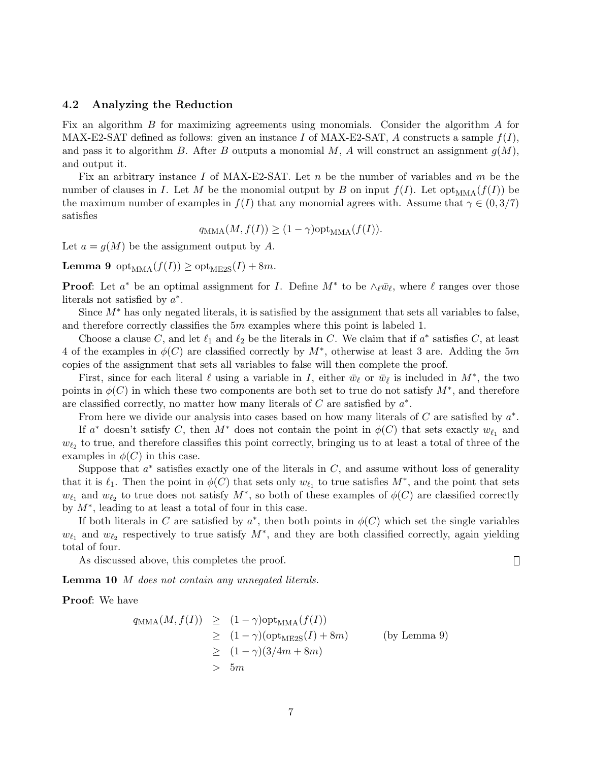### 4.2 Analyzing the Reduction

Fix an algorithm $B$ for maximizing agreements using monomials. Consider the algorithm $A$ for MAX-E2-SAT defined as follows: given an instance $I$ of MAX-E2-SAT, $A$ constructs a sample $f(I)$, and pass it to algorithm $B$. After $B$ outputs a monomial $M$, $A$ will construct an assignment $g(M)$, and output it.

Fix an arbitrary instance $I$ of MAX-E2-SAT. Let $n$ be the number of variables and $m$ be the number of clauses in $I$. Let $M$ be the monomial output by $B$ on input $f(I)$. Let $\text{opt}_{\text{MMA}}(f(I))$ be the maximum number of examples in $f(I)$ that any monomial agrees with. Assume that $\gamma \in (0, 3/7)$ satisfies

$$q_{\text{MMA}}(M, f(I)) \geq (1-\gamma)\text{opt}_{\text{MMA}}(f(I)).$$

Let $a = g(M)$ be the assignment output by $A$.

**Lemma 9** $\text{opt}_{\text{MMA}}(f(I)) \geq \text{opt}_{\text{ME2S}}(I) + 8m$.

**Proof**: Let $a^*$ be an optimal assignment for $I$. Define $M^*$ to be $\wedge_\ell \bar{w}_\ell$, where $\ell$ ranges over those literals not satisfied by $a^*$.

Since $M^*$ has only negated literals, it is satisfied by the assignment that sets all variables to false, and therefore correctly classifies the $5m$ examples where this point is labeled 1.

Choose a clause $C$, and let $\ell_1$ and $\ell_2$ be the literals in $C$. We claim that if $a^*$ satisfies $C$, at least 4 of the examples in $\phi(C)$ are classified correctly by $M^*$, otherwise at least 3 are. Adding the $5m$ copies of the assignment that sets all variables to false will then complete the proof.

First, since for each literal $\ell$ using a variable in $I$, either $\bar{w}_\ell$ or $\bar{w}_{\bar{\ell}}$ is included in $M^*$, the two points in $\phi(C)$ in which these two components are both set to true do not satisfy $M^*$, and therefore are classified correctly, no matter how many literals of $C$ are satisfied by $a^*$.

From here we divide our analysis into cases based on how many literals of $C$ are satisfied by $a^*$.

If $a^*$ doesn't satisfy $C$, then $M^*$ does not contain the point in $\phi(C)$ that sets exactly $w_{\ell_1}$ and $w_{\ell_2}$ to true, and therefore classifies this point correctly, bringing us to at least a total of three of the examples in $\phi(C)$ in this case.

Suppose that $a^*$ satisfies exactly one of the literals in $C$, and assume without loss of generality that it is $\ell_1$. Then the point in $\phi(C)$ that sets only $w_{\ell_1}$ to true satisfies $M^*$, and the point that sets $w_{\ell_1}$ and $w_{\ell_2}$ to true does not satisfy $M^*$, so both of these examples of $\phi(C)$ are classified correctly by $M^*$, leading to at least a total of four in this case.

If both literals in $C$ are satisfied by $a^*$, then both points in $\phi(C)$ which set the single variables $w_{\ell_1}$ and $w_{\ell_2}$ respectively to true satisfy $M^*$, and they are both classified correctly, again yielding total of four.

As discussed above, this completes the proof. □

**Lemma 10** *$M$ does not contain any unnegated literals.*

**Proof**: We have

$$\begin{aligned}
q_{\text{MMA}}(M, f(I)) &\geq (1-\gamma)\text{opt}_{\text{MMA}}(f(I)) \\
&\geq (1-\gamma)(\text{opt}_{\text{ME2S}}(I) + 8m) \qquad \text{(by Lemma 9)} \\
&\geq (1-\gamma)(3/4m + 8m) \\
&> 5m
\end{aligned}$$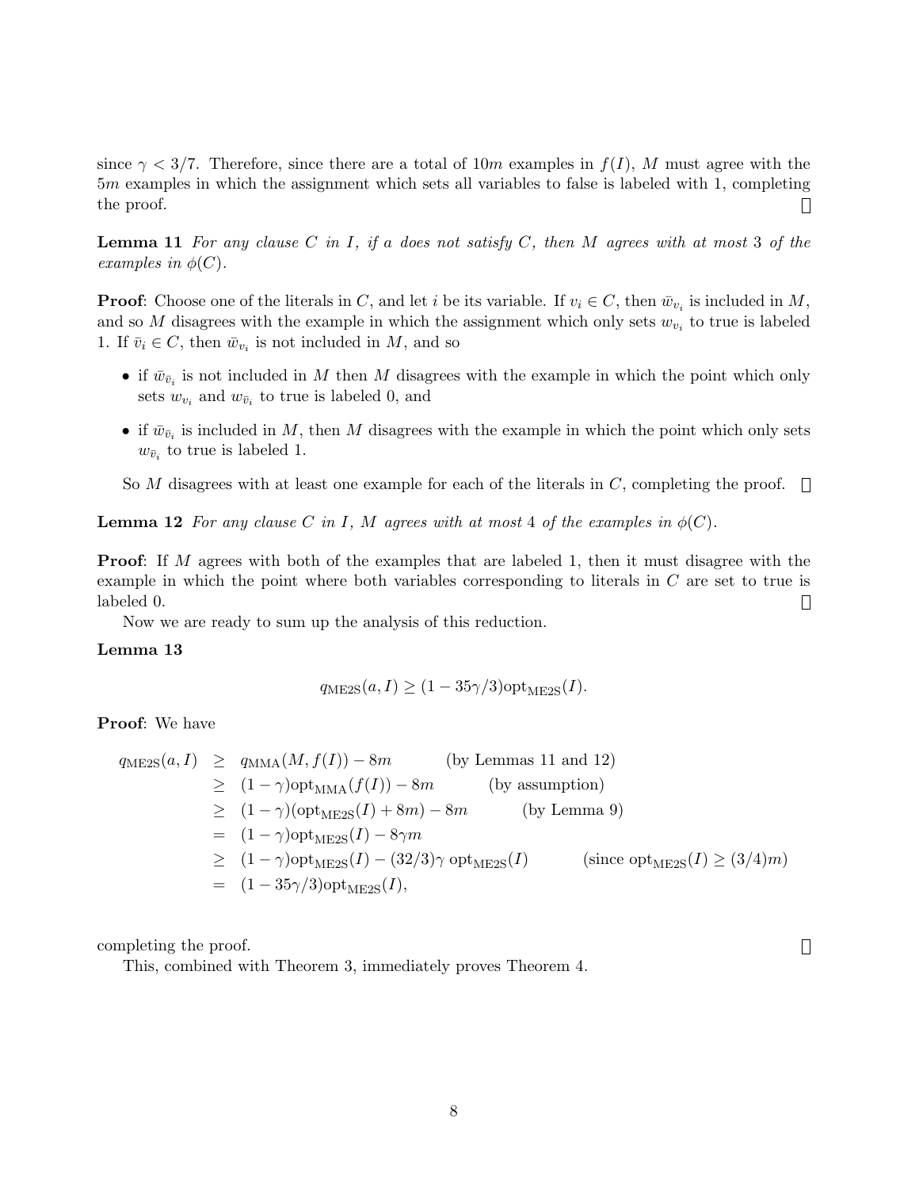since $\gamma < 3/7$. Therefore, since there are a total of $10m$ examples in $f(I)$, $M$ must agree with the $5m$ examples in which the assignment which sets all variables to false is labeled with 1, completing the proof. ∎

**Lemma 11** *For any clause $C$ in $I$, if $a$ does not satisfy $C$, then $M$ agrees with at most 3 of the examples in $\phi(C)$.*

**Proof**: Choose one of the literals in $C$, and let $i$ be its variable. If $v_i \in C$, then $\bar{w}_{v_i}$ is included in $M$, and so $M$ disagrees with the example in which the assignment which only sets $w_{v_i}$ to true is labeled 1. If $\bar{v}_i \in C$, then $\bar{w}_{v_i}$ is not included in $M$, and so

- if $\bar{w}_{\bar{v}_i}$ is not included in $M$ then $M$ disagrees with the example in which the point which only sets $w_{v_i}$ and $w_{\bar{v}_i}$ to true is labeled 0, and
- if $\bar{w}_{\bar{v}_i}$ is included in $M$, then $M$ disagrees with the example in which the point which only sets $w_{\bar{v}_i}$ to true is labeled 1.

So $M$ disagrees with at least one example for each of the literals in $C$, completing the proof. ∎

**Lemma 12** *For any clause $C$ in $I$, $M$ agrees with at most 4 of the examples in $\phi(C)$.*

**Proof**: If $M$ agrees with both of the examples that are labeled 1, then it must disagree with the example in which the point where both variables corresponding to literals in $C$ are set to true is labeled 0. ∎

Now we are ready to sum up the analysis of this reduction.

**Lemma 13**

$$q_{\mathrm{ME2S}}(a, I) \geq (1 - 35\gamma/3)\mathrm{opt}_{\mathrm{ME2S}}(I).$$

**Proof**: We have

$$
\begin{aligned}
q_{\mathrm{ME2S}}(a, I) &\geq q_{\mathrm{MMA}}(M, f(I)) - 8m && \text{(by Lemmas 11 and 12)} \\
&\geq (1-\gamma)\mathrm{opt}_{\mathrm{MMA}}(f(I)) - 8m && \text{(by assumption)} \\
&\geq (1-\gamma)(\mathrm{opt}_{\mathrm{ME2S}}(I) + 8m) - 8m && \text{(by Lemma 9)} \\
&= (1-\gamma)\mathrm{opt}_{\mathrm{ME2S}}(I) - 8\gamma m \\
&\geq (1-\gamma)\mathrm{opt}_{\mathrm{ME2S}}(I) - (32/3)\gamma\, \mathrm{opt}_{\mathrm{ME2S}}(I) && \text{(since } \mathrm{opt}_{\mathrm{ME2S}}(I) \geq (3/4)m) \\
&= (1 - 35\gamma/3)\mathrm{opt}_{\mathrm{ME2S}}(I),
\end{aligned}
$$

completing the proof. ∎

This, combined with Theorem 3, immediately proves Theorem 4.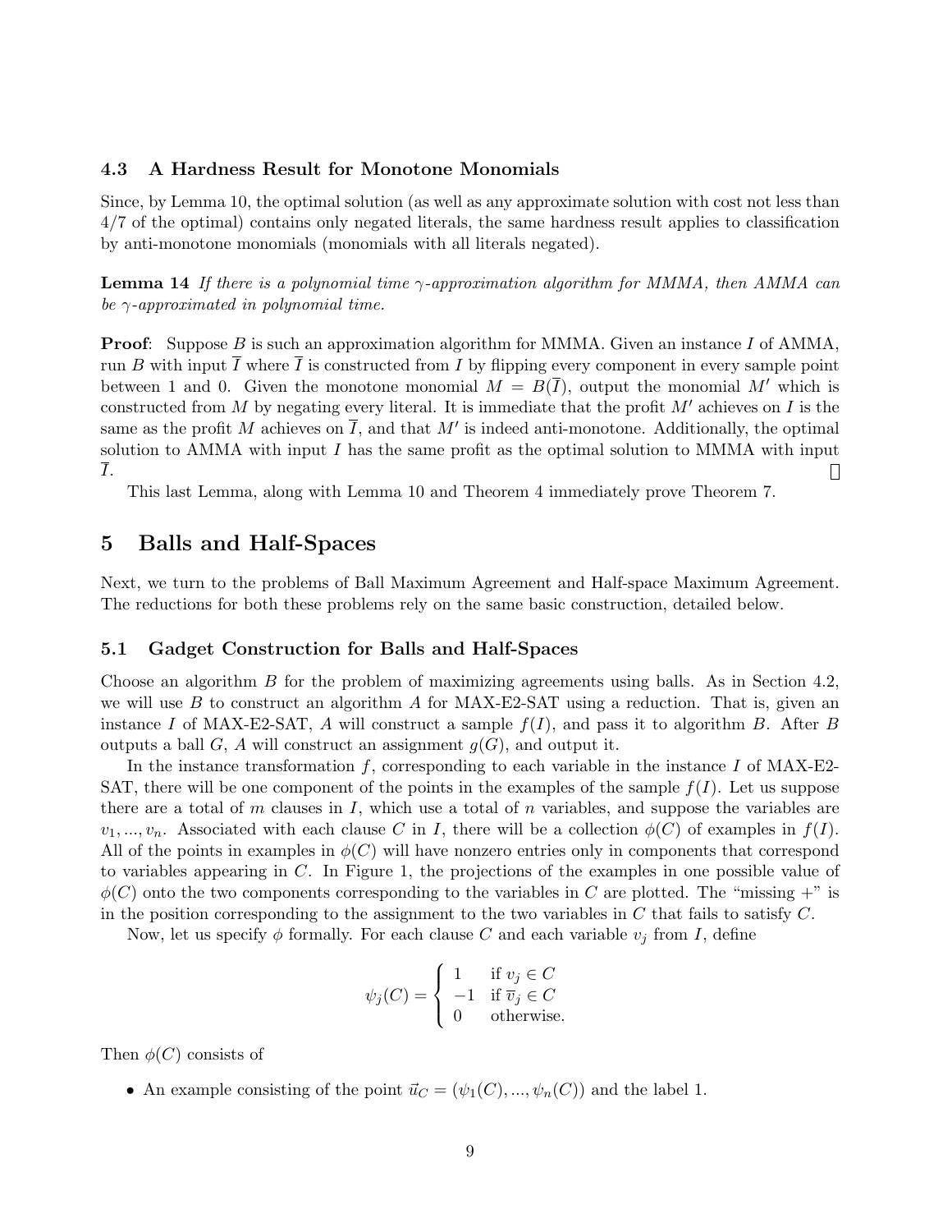### 4.3 A Hardness Result for Monotone Monomials

Since, by Lemma 10, the optimal solution (as well as any approximate solution with cost not less than 4/7 of the optimal) contains only negated literals, the same hardness result applies to classification by anti-monotone monomials (monomials with all literals negated).

**Lemma 14** *If there is a polynomial time $\gamma$-approximation algorithm for MMMA, then AMMA can be $\gamma$-approximated in polynomial time.*

**Proof**: Suppose $B$ is such an approximation algorithm for MMMA. Given an instance $I$ of AMMA, run $B$ with input $\overline{I}$ where $\overline{I}$ is constructed from $I$ by flipping every component in every sample point between 1 and 0. Given the monotone monomial $M = B(\overline{I})$, output the monomial $M'$ which is constructed from $M$ by negating every literal. It is immediate that the profit $M'$ achieves on $I$ is the same as the profit $M$ achieves on $\overline{I}$, and that $M'$ is indeed anti-monotone. Additionally, the optimal solution to AMMA with input $I$ has the same profit as the optimal solution to MMMA with input $\overline{I}$. □

This last Lemma, along with Lemma 10 and Theorem 4 immediately prove Theorem 7.

## 5 Balls and Half-Spaces

Next, we turn to the problems of Ball Maximum Agreement and Half-space Maximum Agreement. The reductions for both these problems rely on the same basic construction, detailed below.

### 5.1 Gadget Construction for Balls and Half-Spaces

Choose an algorithm $B$ for the problem of maximizing agreements using balls. As in Section 4.2, we will use $B$ to construct an algorithm $A$ for MAX-E2-SAT using a reduction. That is, given an instance $I$ of MAX-E2-SAT, $A$ will construct a sample $f(I)$, and pass it to algorithm $B$. After $B$ outputs a ball $G$, $A$ will construct an assignment $g(G)$, and output it.

In the instance transformation $f$, corresponding to each variable in the instance $I$ of MAX-E2-SAT, there will be one component of the points in the examples of the sample $f(I)$. Let us suppose there are a total of $m$ clauses in $I$, which use a total of $n$ variables, and suppose the variables are $v_1, ..., v_n$. Associated with each clause $C$ in $I$, there will be a collection $\phi(C)$ of examples in $f(I)$. All of the points in examples in $\phi(C)$ will have nonzero entries only in components that correspond to variables appearing in $C$. In Figure 1, the projections of the examples in one possible value of $\phi(C)$ onto the two components corresponding to the variables in $C$ are plotted. The "missing +" is in the position corresponding to the assignment to the two variables in $C$ that fails to satisfy $C$.

Now, let us specify $\phi$ formally. For each clause $C$ and each variable $v_j$ from $I$, define

$$\psi_j(C) = \begin{cases} 1 & \text{if } v_j \in C \\ -1 & \text{if } \overline{v}_j \in C \\ 0 & \text{otherwise.} \end{cases}$$

Then $\phi(C)$ consists of

- An example consisting of the point $\vec{u}_C = (\psi_1(C), ..., \psi_n(C))$ and the label 1.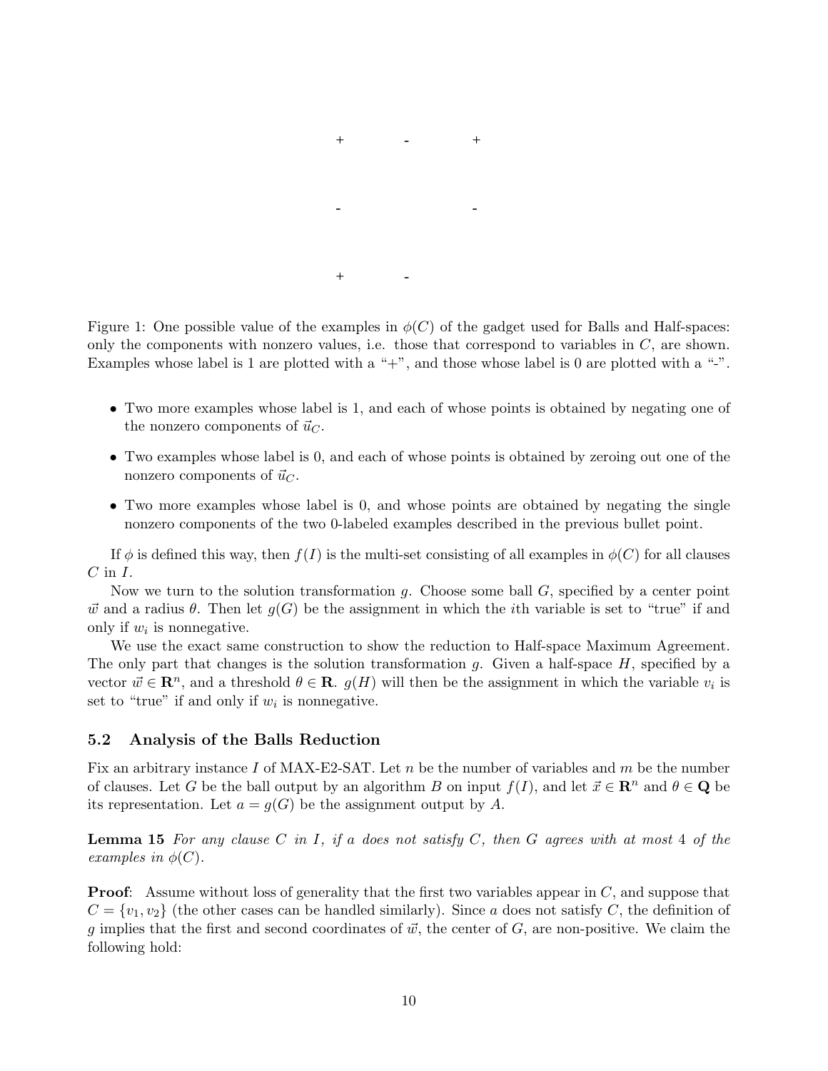```
+       -       +

-               -

+       -
```

Figure 1: One possible value of the examples in $\phi(C)$ of the gadget used for Balls and Half-spaces: only the components with nonzero values, i.e. those that correspond to variables in $C$, are shown. Examples whose label is 1 are plotted with a "+", and those whose label is 0 are plotted with a "-".

- Two more examples whose label is 1, and each of whose points is obtained by negating one of the nonzero components of $\vec{u}_C$.
- Two examples whose label is 0, and each of whose points is obtained by zeroing out one of the nonzero components of $\vec{u}_C$.
- Two more examples whose label is 0, and whose points are obtained by negating the single nonzero components of the two 0-labeled examples described in the previous bullet point.

If $\phi$ is defined this way, then $f(I)$ is the multi-set consisting of all examples in $\phi(C)$ for all clauses $C$ in $I$.

Now we turn to the solution transformation $g$. Choose some ball $G$, specified by a center point $\vec{w}$ and a radius $\theta$. Then let $g(G)$ be the assignment in which the $i$th variable is set to "true" if and only if $w_i$ is nonnegative.

We use the exact same construction to show the reduction to Half-space Maximum Agreement. The only part that changes is the solution transformation $g$. Given a half-space $H$, specified by a vector $\vec{w} \in \mathbf{R}^n$, and a threshold $\theta \in \mathbf{R}$. $g(H)$ will then be the assignment in which the variable $v_i$ is set to "true" if and only if $w_i$ is nonnegative.

### 5.2 Analysis of the Balls Reduction

Fix an arbitrary instance $I$ of MAX-E2-SAT. Let $n$ be the number of variables and $m$ be the number of clauses. Let $G$ be the ball output by an algorithm $B$ on input $f(I)$, and let $\vec{x} \in \mathbf{R}^n$ and $\theta \in \mathbf{Q}$ be its representation. Let $a = g(G)$ be the assignment output by $A$.

**Lemma 15** *For any clause $C$ in $I$, if $a$ does not satisfy $C$, then $G$ agrees with at most 4 of the examples in $\phi(C)$.*

**Proof**: Assume without loss of generality that the first two variables appear in $C$, and suppose that $C = \{v_1, v_2\}$ (the other cases can be handled similarly). Since $a$ does not satisfy $C$, the definition of $g$ implies that the first and second coordinates of $\vec{w}$, the center of $G$, are non-positive. We claim the following hold: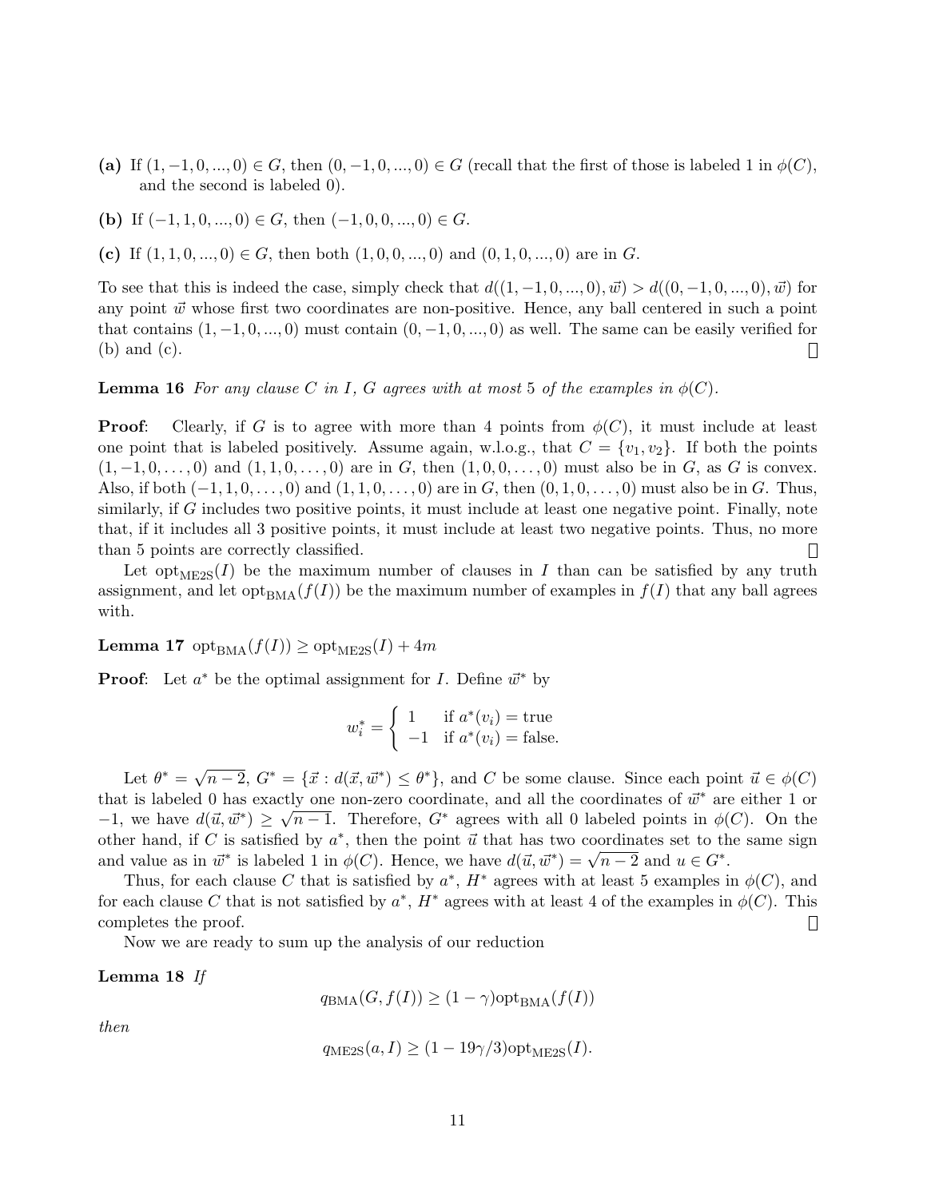**(a)** If $(1,-1,0,...,0) \in G$, then $(0,-1,0,...,0) \in G$ (recall that the first of those is labeled 1 in $\phi(C)$, and the second is labeled 0).

**(b)** If $(-1,1,0,...,0) \in G$, then $(-1,0,0,...,0) \in G$.

**(c)** If $(1,1,0,...,0) \in G$, then both $(1,0,0,...,0)$ and $(0,1,0,...,0)$ are in $G$.

To see that this is indeed the case, simply check that $d((1,-1,0,...,0),\vec{w}) > d((0,-1,0,...,0),\vec{w})$ for any point $\vec{w}$ whose first two coordinates are non-positive. Hence, any ball centered in such a point that contains $(1,-1,0,...,0)$ must contain $(0,-1,0,...,0)$ as well. The same can be easily verified for (b) and (c). □

**Lemma 16** *For any clause $C$ in $I$, $G$ agrees with at most 5 of the examples in $\phi(C)$.*

**Proof**: Clearly, if $G$ is to agree with more than 4 points from $\phi(C)$, it must include at least one point that is labeled positively. Assume again, w.l.o.g., that $C = \{v_1, v_2\}$. If both the points $(1,-1,0,\ldots,0)$ and $(1,1,0,\ldots,0)$ are in $G$, then $(1,0,0,\ldots,0)$ must also be in $G$, as $G$ is convex. Also, if both $(-1,1,0,\ldots,0)$ and $(1,1,0,\ldots,0)$ are in $G$, then $(0,1,0,\ldots,0)$ must also be in $G$. Thus, similarly, if $G$ includes two positive points, it must include at least one negative point. Finally, note that, if it includes all 3 positive points, it must include at least two negative points. Thus, no more than 5 points are correctly classified. □

Let $\mathrm{opt}_{\mathrm{ME2S}}(I)$ be the maximum number of clauses in $I$ than can be satisfied by any truth assignment, and let $\mathrm{opt}_{\mathrm{BMA}}(f(I))$ be the maximum number of examples in $f(I)$ that any ball agrees with.

**Lemma 17** $\mathrm{opt}_{\mathrm{BMA}}(f(I)) \geq \mathrm{opt}_{\mathrm{ME2S}}(I) + 4m$

**Proof**: Let $a^*$ be the optimal assignment for $I$. Define $\vec{w}^*$ by

$$w_i^* = \begin{cases} 1 & \text{if } a^*(v_i) = \text{true} \\ -1 & \text{if } a^*(v_i) = \text{false}. \end{cases}$$

Let $\theta^* = \sqrt{n-2}$, $G^* = \{\vec{x} : d(\vec{x}, \vec{w}^*) \leq \theta^*\}$, and $C$ be some clause. Since each point $\vec{u} \in \phi(C)$ that is labeled 0 has exactly one non-zero coordinate, and all the coordinates of $\vec{w}^*$ are either 1 or $-1$, we have $d(\vec{u}, \vec{w}^*) \geq \sqrt{n-1}$. Therefore, $G^*$ agrees with all 0 labeled points in $\phi(C)$. On the other hand, if $C$ is satisfied by $a^*$, then the point $\vec{u}$ that has two coordinates set to the same sign and value as in $\vec{w}^*$ is labeled 1 in $\phi(C)$. Hence, we have $d(\vec{u}, \vec{w}^*) = \sqrt{n-2}$ and $u \in G^*$.

Thus, for each clause $C$ that is satisfied by $a^*$, $H^*$ agrees with at least 5 examples in $\phi(C)$, and for each clause $C$ that is not satisfied by $a^*$, $H^*$ agrees with at least 4 of the examples in $\phi(C)$. This completes the proof. □

Now we are ready to sum up the analysis of our reduction

**Lemma 18** *If*

$$q_{\mathrm{BMA}}(G, f(I)) \geq (1-\gamma)\mathrm{opt}_{\mathrm{BMA}}(f(I))$$

*then*

$$q_{\mathrm{ME2S}}(a, I) \geq (1 - 19\gamma/3)\mathrm{opt}_{\mathrm{ME2S}}(I).$$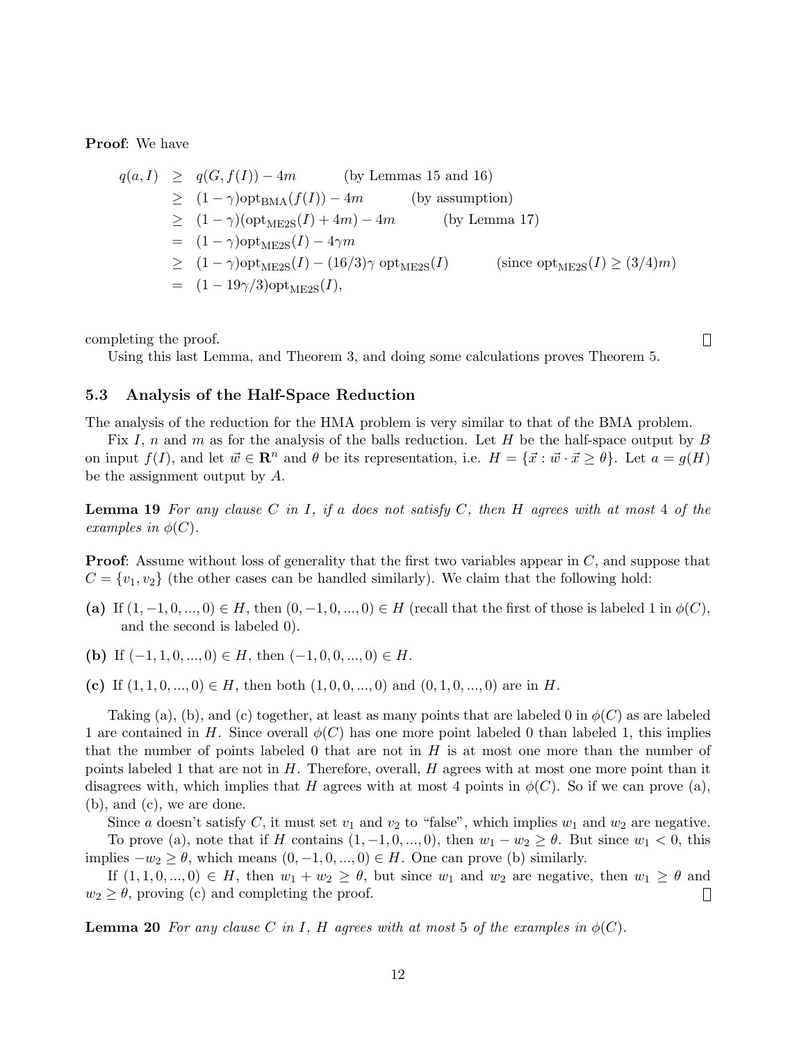**Proof**: We have

$$
\begin{aligned}
q(a, I) &\geq q(G, f(I)) - 4m && \text{(by Lemmas 15 and 16)} \\
&\geq (1-\gamma)\mathrm{opt}_{\mathrm{BMA}}(f(I)) - 4m && \text{(by assumption)} \\
&\geq (1-\gamma)(\mathrm{opt}_{\mathrm{ME2S}}(I) + 4m) - 4m && \text{(by Lemma 17)} \\
&= (1-\gamma)\mathrm{opt}_{\mathrm{ME2S}}(I) - 4\gamma m \\
&\geq (1-\gamma)\mathrm{opt}_{\mathrm{ME2S}}(I) - (16/3)\gamma\ \mathrm{opt}_{\mathrm{ME2S}}(I) && (\text{since } \mathrm{opt}_{\mathrm{ME2S}}(I) \geq (3/4)m) \\
&= (1 - 19\gamma/3)\mathrm{opt}_{\mathrm{ME2S}}(I),
\end{aligned}
$$

completing the proof. □

Using this last Lemma, and Theorem 3, and doing some calculations proves Theorem 5.

### 5.3 Analysis of the Half-Space Reduction

The analysis of the reduction for the HMA problem is very similar to that of the BMA problem.

Fix $I$, $n$ and $m$ as for the analysis of the balls reduction. Let $H$ be the half-space output by $B$ on input $f(I)$, and let $\vec{w} \in \mathbf{R}^n$ and $\theta$ be its representation, i.e. $H = \{\vec{x} : \vec{w} \cdot \vec{x} \geq \theta\}$. Let $a = g(H)$ be the assignment output by $A$.

**Lemma 19** *For any clause $C$ in $I$, if $a$ does not satisfy $C$, then $H$ agrees with at most 4 of the examples in $\phi(C)$.*

**Proof**: Assume without loss of generality that the first two variables appear in $C$, and suppose that $C = \{v_1, v_2\}$ (the other cases can be handled similarly). We claim that the following hold:

**(a)** If $(1, -1, 0, ..., 0) \in H$, then $(0, -1, 0, ..., 0) \in H$ (recall that the first of those is labeled 1 in $\phi(C)$, and the second is labeled 0).

**(b)** If $(-1, 1, 0, ..., 0) \in H$, then $(-1, 0, 0, ..., 0) \in H$.

**(c)** If $(1, 1, 0, ..., 0) \in H$, then both $(1, 0, 0, ..., 0)$ and $(0, 1, 0, ..., 0)$ are in $H$.

Taking (a), (b), and (c) together, at least as many points that are labeled 0 in $\phi(C)$ as are labeled 1 are contained in $H$. Since overall $\phi(C)$ has one more point labeled 0 than labeled 1, this implies that the number of points labeled 0 that are not in $H$ is at most one more than the number of points labeled 1 that are not in $H$. Therefore, overall, $H$ agrees with at most one more point than it disagrees with, which implies that $H$ agrees with at most 4 points in $\phi(C)$. So if we can prove (a), (b), and (c), we are done.

Since $a$ doesn't satisfy $C$, it must set $v_1$ and $v_2$ to "false", which implies $w_1$ and $w_2$ are negative.

To prove (a), note that if $H$ contains $(1, -1, 0, ..., 0)$, then $w_1 - w_2 \geq \theta$. But since $w_1 < 0$, this implies $-w_2 \geq \theta$, which means $(0, -1, 0, ..., 0) \in H$. One can prove (b) similarly.

If $(1, 1, 0, ..., 0) \in H$, then $w_1 + w_2 \geq \theta$, but since $w_1$ and $w_2$ are negative, then $w_1 \geq \theta$ and $w_2 \geq \theta$, proving (c) and completing the proof. □

**Lemma 20** *For any clause $C$ in $I$, $H$ agrees with at most 5 of the examples in $\phi(C)$.*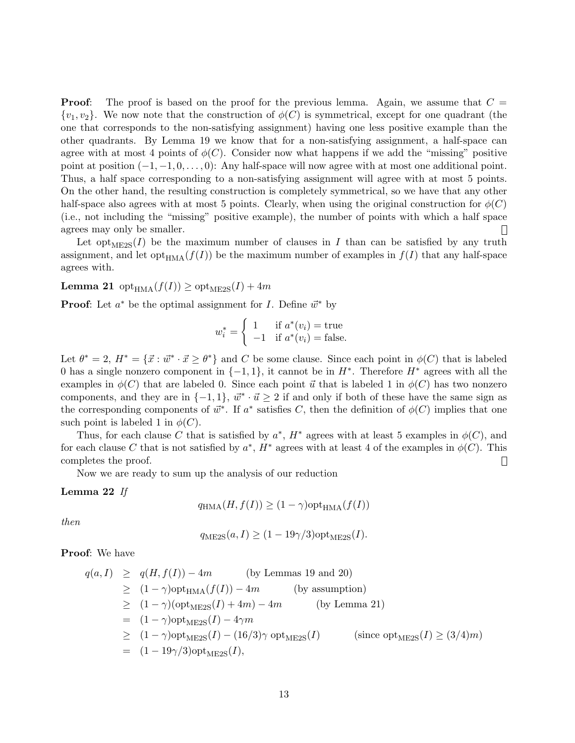**Proof**: The proof is based on the proof for the previous lemma. Again, we assume that $C = \{v_1, v_2\}$. We now note that the construction of $\phi(C)$ is symmetrical, except for one quadrant (the one that corresponds to the non-satisfying assignment) having one less positive example than the other quadrants. By Lemma 19 we know that for a non-satisfying assignment, a half-space can agree with at most 4 points of $\phi(C)$. Consider now what happens if we add the "missing" positive point at position $(-1, -1, 0, \ldots, 0)$: Any half-space will now agree with at most one additional point. Thus, a half space corresponding to a non-satisfying assignment will agree with at most 5 points. On the other hand, the resulting construction is completely symmetrical, so we have that any other half-space also agrees with at most 5 points. Clearly, when using the original construction for $\phi(C)$ (i.e., not including the "missing" positive example), the number of points with which a half space agrees may only be smaller. □

Let $\text{opt}_{\text{ME2S}}(I)$ be the maximum number of clauses in $I$ than can be satisfied by any truth assignment, and let $\text{opt}_{\text{HMA}}(f(I))$ be the maximum number of examples in $f(I)$ that any half-space agrees with.

**Lemma 21** $\text{opt}_{\text{HMA}}(f(I)) \geq \text{opt}_{\text{ME2S}}(I) + 4m$

**Proof**: Let $a^*$ be the optimal assignment for $I$. Define $\vec{w}^*$ by

$$w_i^* = \begin{cases} 1 & \text{if } a^*(v_i) = \text{true} \\ -1 & \text{if } a^*(v_i) = \text{false}. \end{cases}$$

Let $\theta^* = 2$, $H^* = \{\vec{x} : \vec{w}^* \cdot \vec{x} \geq \theta^*\}$ and $C$ be some clause. Since each point in $\phi(C)$ that is labeled 0 has a single nonzero component in $\{-1, 1\}$, it cannot be in $H^*$. Therefore $H^*$ agrees with all the examples in $\phi(C)$ that are labeled 0. Since each point $\vec{u}$ that is labeled 1 in $\phi(C)$ has two nonzero components, and they are in $\{-1, 1\}$, $\vec{w}^* \cdot \vec{u} \geq 2$ if and only if both of these have the same sign as the corresponding components of $\vec{w}^*$. If $a^*$ satisfies $C$, then the definition of $\phi(C)$ implies that one such point is labeled 1 in $\phi(C)$.

Thus, for each clause $C$ that is satisfied by $a^*$, $H^*$ agrees with at least 5 examples in $\phi(C)$, and for each clause $C$ that is not satisfied by $a^*$, $H^*$ agrees with at least 4 of the examples in $\phi(C)$. This completes the proof. □

Now we are ready to sum up the analysis of our reduction

**Lemma 22** *If*

$$q_{\text{HMA}}(H, f(I)) \geq (1 - \gamma)\text{opt}_{\text{HMA}}(f(I))$$

*then*

$$q_{\text{ME2S}}(a, I) \geq (1 - 19\gamma/3)\text{opt}_{\text{ME2S}}(I).$$

**Proof**: We have

$$\begin{aligned}
q(a, I) &\geq q(H, f(I)) - 4m && \text{(by Lemmas 19 and 20)} \\
&\geq (1 - \gamma)\text{opt}_{\text{HMA}}(f(I)) - 4m && \text{(by assumption)} \\
&\geq (1 - \gamma)(\text{opt}_{\text{ME2S}}(I) + 4m) - 4m && \text{(by Lemma 21)} \\
&= (1 - \gamma)\text{opt}_{\text{ME2S}}(I) - 4\gamma m \\
&\geq (1 - \gamma)\text{opt}_{\text{ME2S}}(I) - (16/3)\gamma\ \text{opt}_{\text{ME2S}}(I) && (\text{since } \text{opt}_{\text{ME2S}}(I) \geq (3/4)m) \\
&= (1 - 19\gamma/3)\text{opt}_{\text{ME2S}}(I),
\end{aligned}$$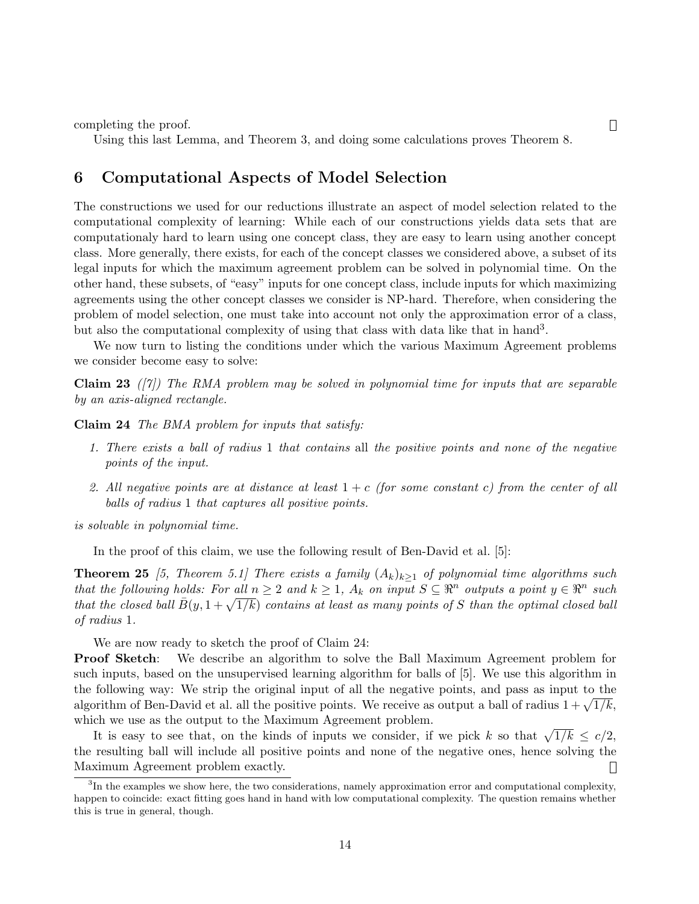completing the proof. ∎

Using this last Lemma, and Theorem 3, and doing some calculations proves Theorem 8.

## 6 Computational Aspects of Model Selection

The constructions we used for our reductions illustrate an aspect of model selection related to the computational complexity of learning: While each of our constructions yields data sets that are computationaly hard to learn using one concept class, they are easy to learn using another concept class. More generally, there exists, for each of the concept classes we considered above, a subset of its legal inputs for which the maximum agreement problem can be solved in polynomial time. On the other hand, these subsets, of "easy" inputs for one concept class, include inputs for which maximizing agreements using the other concept classes we consider is NP-hard. Therefore, when considering the problem of model selection, one must take into account not only the approximation error of a class, but also the computational complexity of using that class with data like that in hand[3].

We now turn to listing the conditions under which the various Maximum Agreement problems we consider become easy to solve:

**Claim 23** *([7]) The RMA problem may be solved in polynomial time for inputs that are separable by an axis-aligned rectangle.*

**Claim 24** *The BMA problem for inputs that satisfy:*

1. *There exists a ball of radius* 1 *that contains* all *the positive points and none of the negative points of the input.*
2. *All negative points are at distance at least* $1 + c$ *(for some constant* $c$*) from the center of all balls of radius* 1 *that captures all positive points.*

*is solvable in polynomial time.*

In the proof of this claim, we use the following result of Ben-David et al. [5]:

**Theorem 25** *[5, Theorem 5.1] There exists a family* $(A_k)_{k\geq 1}$ *of polynomial time algorithms such that the following holds: For all* $n \geq 2$ *and* $k \geq 1$, $A_k$ *on input* $S \subseteq \Re^n$ *outputs a point* $y \in \Re^n$ *such that the closed ball* $\bar{B}(y, 1 + \sqrt{1/k})$ *contains at least as many points of* $S$ *than the optimal closed ball of radius* 1.

We are now ready to sketch the proof of Claim 24:

**Proof Sketch**: We describe an algorithm to solve the Ball Maximum Agreement problem for such inputs, based on the unsupervised learning algorithm for balls of [5]. We use this algorithm in the following way: We strip the original input of all the negative points, and pass as input to the algorithm of Ben-David et al. all the positive points. We receive as output a ball of radius $1 + \sqrt{1/k}$, which we use as the output to the Maximum Agreement problem.

It is easy to see that, on the kinds of inputs we consider, if we pick $k$ so that $\sqrt{1/k} \leq c/2$, the resulting ball will include all positive points and none of the negative ones, hence solving the Maximum Agreement problem exactly. ∎

[3] In the examples we show here, the two considerations, namely approximation error and computational complexity, happen to coincide: exact fitting goes hand in hand with low computational complexity. The question remains whether this is true in general, though.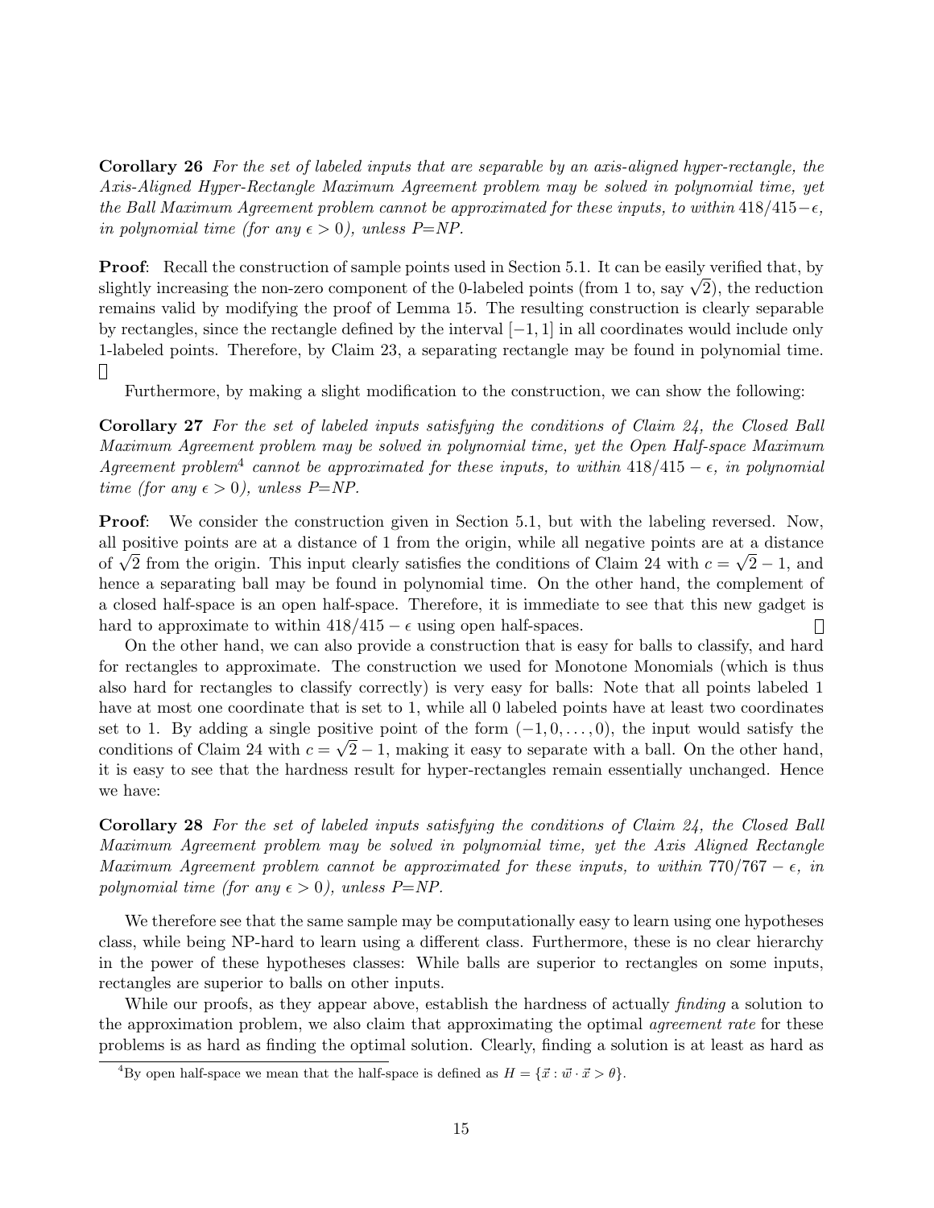**Corollary 26** *For the set of labeled inputs that are separable by an axis-aligned hyper-rectangle, the Axis-Aligned Hyper-Rectangle Maximum Agreement problem may be solved in polynomial time, yet the Ball Maximum Agreement problem cannot be approximated for these inputs, to within $418/415-\epsilon$, in polynomial time (for any $\epsilon > 0$), unless P=NP.*

**Proof**: Recall the construction of sample points used in Section 5.1. It can be easily verified that, by slightly increasing the non-zero component of the 0-labeled points (from 1 to, say $\sqrt{2}$), the reduction remains valid by modifying the proof of Lemma 15. The resulting construction is clearly separable by rectangles, since the rectangle defined by the interval $[-1, 1]$ in all coordinates would include only 1-labeled points. Therefore, by Claim 23, a separating rectangle may be found in polynomial time. □

Furthermore, by making a slight modification to the construction, we can show the following:

**Corollary 27** *For the set of labeled inputs satisfying the conditions of Claim 24, the Closed Ball Maximum Agreement problem may be solved in polynomial time, yet the Open Half-space Maximum Agreement problem*[4] *cannot be approximated for these inputs, to within $418/415-\epsilon$, in polynomial time (for any $\epsilon > 0$), unless P=NP.*

**Proof**: We consider the construction given in Section 5.1, but with the labeling reversed. Now, all positive points are at a distance of 1 from the origin, while all negative points are at a distance of $\sqrt{2}$ from the origin. This input clearly satisfies the conditions of Claim 24 with $c = \sqrt{2} - 1$, and hence a separating ball may be found in polynomial time. On the other hand, the complement of a closed half-space is an open half-space. Therefore, it is immediate to see that this new gadget is hard to approximate to within $418/415 - \epsilon$ using open half-spaces. □

On the other hand, we can also provide a construction that is easy for balls to classify, and hard for rectangles to approximate. The construction we used for Monotone Monomials (which is thus also hard for rectangles to classify correctly) is very easy for balls: Note that all points labeled 1 have at most one coordinate that is set to 1, while all 0 labeled points have at least two coordinates set to 1. By adding a single positive point of the form $(-1, 0, \ldots, 0)$, the input would satisfy the conditions of Claim 24 with $c = \sqrt{2} - 1$, making it easy to separate with a ball. On the other hand, it is easy to see that the hardness result for hyper-rectangles remain essentially unchanged. Hence we have:

**Corollary 28** *For the set of labeled inputs satisfying the conditions of Claim 24, the Closed Ball Maximum Agreement problem may be solved in polynomial time, yet the Axis Aligned Rectangle Maximum Agreement problem cannot be approximated for these inputs, to within $770/767 - \epsilon$, in polynomial time (for any $\epsilon > 0$), unless P=NP.*

We therefore see that the same sample may be computationally easy to learn using one hypotheses class, while being NP-hard to learn using a different class. Furthermore, these is no clear hierarchy in the power of these hypotheses classes: While balls are superior to rectangles on some inputs, rectangles are superior to balls on other inputs.

While our proofs, as they appear above, establish the hardness of actually *finding* a solution to the approximation problem, we also claim that approximating the optimal *agreement rate* for these problems is as hard as finding the optimal solution. Clearly, finding a solution is at least as hard as

[4]By open half-space we mean that the half-space is defined as $H = \{\vec{x} : \vec{w} \cdot \vec{x} > \theta\}$.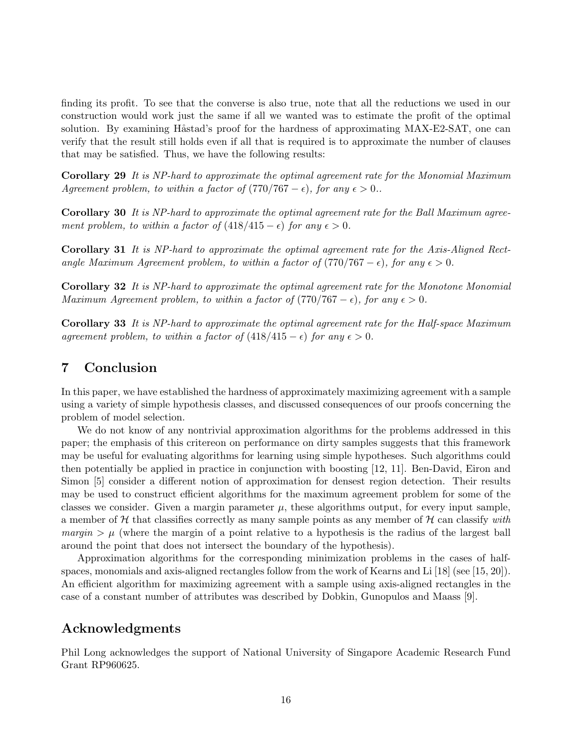finding its profit. To see that the converse is also true, note that all the reductions we used in our construction would work just the same if all we wanted was to estimate the profit of the optimal solution. By examining Håstad's proof for the hardness of approximating MAX-E2-SAT, one can verify that the result still holds even if all that is required is to approximate the number of clauses that may be satisfied. Thus, we have the following results:

**Corollary 29** *It is NP-hard to approximate the optimal agreement rate for the Monomial Maximum Agreement problem, to within a factor of $(770/767 - \epsilon)$, for any $\epsilon > 0$..*

**Corollary 30** *It is NP-hard to approximate the optimal agreement rate for the Ball Maximum agreement problem, to within a factor of $(418/415 - \epsilon)$ for any $\epsilon > 0$.*

**Corollary 31** *It is NP-hard to approximate the optimal agreement rate for the Axis-Aligned Rectangle Maximum Agreement problem, to within a factor of $(770/767 - \epsilon)$, for any $\epsilon > 0$.*

**Corollary 32** *It is NP-hard to approximate the optimal agreement rate for the Monotone Monomial Maximum Agreement problem, to within a factor of $(770/767 - \epsilon)$, for any $\epsilon > 0$.*

**Corollary 33** *It is NP-hard to approximate the optimal agreement rate for the Half-space Maximum agreement problem, to within a factor of $(418/415 - \epsilon)$ for any $\epsilon > 0$.*

## 7 Conclusion

In this paper, we have established the hardness of approximately maximizing agreement with a sample using a variety of simple hypothesis classes, and discussed consequences of our proofs concerning the problem of model selection.

We do not know of any nontrivial approximation algorithms for the problems addressed in this paper; the emphasis of this critereon on performance on dirty samples suggests that this framework may be useful for evaluating algorithms for learning using simple hypotheses. Such algorithms could then potentially be applied in practice in conjunction with boosting [12, 11]. Ben-David, Eiron and Simon [5] consider a different notion of approximation for densest region detection. Their results may be used to construct efficient algorithms for the maximum agreement problem for some of the classes we consider. Given a margin parameter $\mu$, these algorithms output, for every input sample, a member of $\mathcal{H}$ that classifies correctly as many sample points as any member of $\mathcal{H}$ can classify *with margin* $> \mu$ (where the margin of a point relative to a hypothesis is the radius of the largest ball around the point that does not intersect the boundary of the hypothesis).

Approximation algorithms for the corresponding minimization problems in the cases of half-spaces, monomials and axis-aligned rectangles follow from the work of Kearns and Li [18] (see [15, 20]). An efficient algorithm for maximizing agreement with a sample using axis-aligned rectangles in the case of a constant number of attributes was described by Dobkin, Gunopulos and Maass [9].

## Acknowledgments

Phil Long acknowledges the support of National University of Singapore Academic Research Fund Grant RP960625.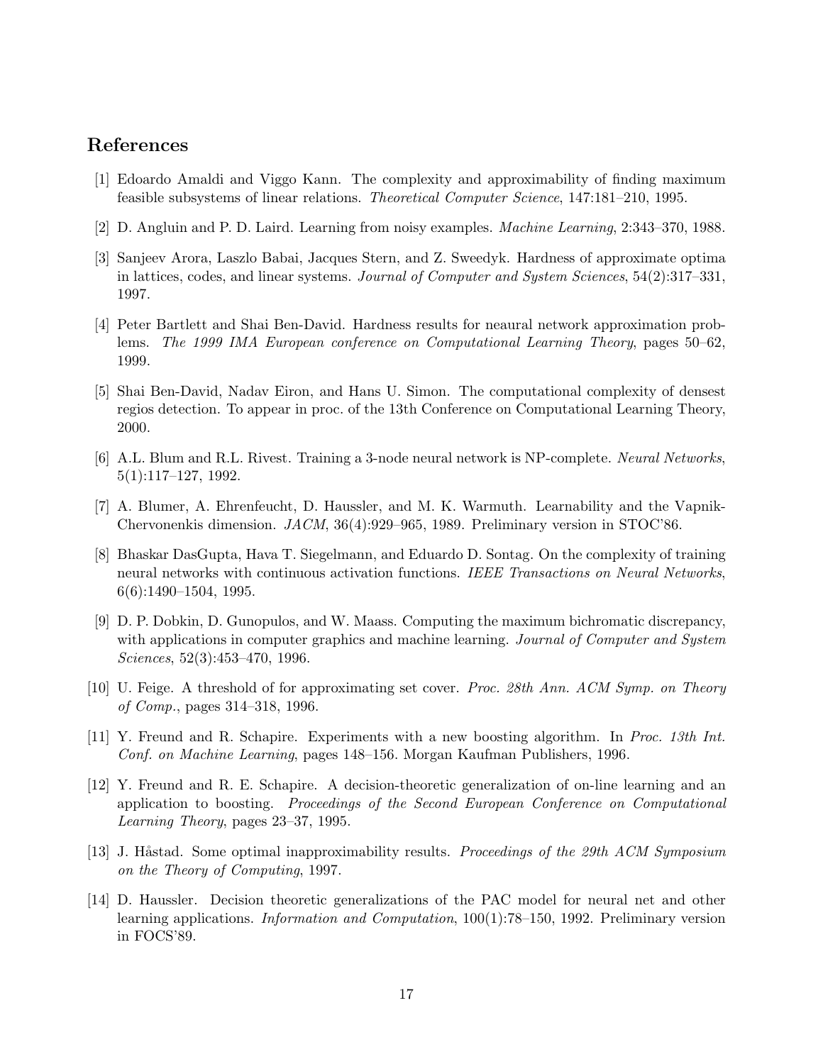## References

[1] Edoardo Amaldi and Viggo Kann. The complexity and approximability of finding maximum feasible subsystems of linear relations. *Theoretical Computer Science*, 147:181–210, 1995.

[2] D. Angluin and P. D. Laird. Learning from noisy examples. *Machine Learning*, 2:343–370, 1988.

[3] Sanjeev Arora, Laszlo Babai, Jacques Stern, and Z. Sweedyk. Hardness of approximate optima in lattices, codes, and linear systems. *Journal of Computer and System Sciences*, 54(2):317–331, 1997.

[4] Peter Bartlett and Shai Ben-David. Hardness results for neaural network approximation problems. *The 1999 IMA European conference on Computational Learning Theory*, pages 50–62, 1999.

[5] Shai Ben-David, Nadav Eiron, and Hans U. Simon. The computational complexity of densest regios detection. To appear in proc. of the 13th Conference on Computational Learning Theory, 2000.

[6] A.L. Blum and R.L. Rivest. Training a 3-node neural network is NP-complete. *Neural Networks*, 5(1):117–127, 1992.

[7] A. Blumer, A. Ehrenfeucht, D. Haussler, and M. K. Warmuth. Learnability and the Vapnik-Chervonenkis dimension. *JACM*, 36(4):929–965, 1989. Preliminary version in STOC'86.

[8] Bhaskar DasGupta, Hava T. Siegelmann, and Eduardo D. Sontag. On the complexity of training neural networks with continuous activation functions. *IEEE Transactions on Neural Networks*, 6(6):1490–1504, 1995.

[9] D. P. Dobkin, D. Gunopulos, and W. Maass. Computing the maximum bichromatic discrepancy, with applications in computer graphics and machine learning. *Journal of Computer and System Sciences*, 52(3):453–470, 1996.

[10] U. Feige. A threshold of for approximating set cover. *Proc. 28th Ann. ACM Symp. on Theory of Comp.*, pages 314–318, 1996.

[11] Y. Freund and R. Schapire. Experiments with a new boosting algorithm. In *Proc. 13th Int. Conf. on Machine Learning*, pages 148–156. Morgan Kaufman Publishers, 1996.

[12] Y. Freund and R. E. Schapire. A decision-theoretic generalization of on-line learning and an application to boosting. *Proceedings of the Second European Conference on Computational Learning Theory*, pages 23–37, 1995.

[13] J. Håstad. Some optimal inapproximability results. *Proceedings of the 29th ACM Symposium on the Theory of Computing*, 1997.

[14] D. Haussler. Decision theoretic generalizations of the PAC model for neural net and other learning applications. *Information and Computation*, 100(1):78–150, 1992. Preliminary version in FOCS'89.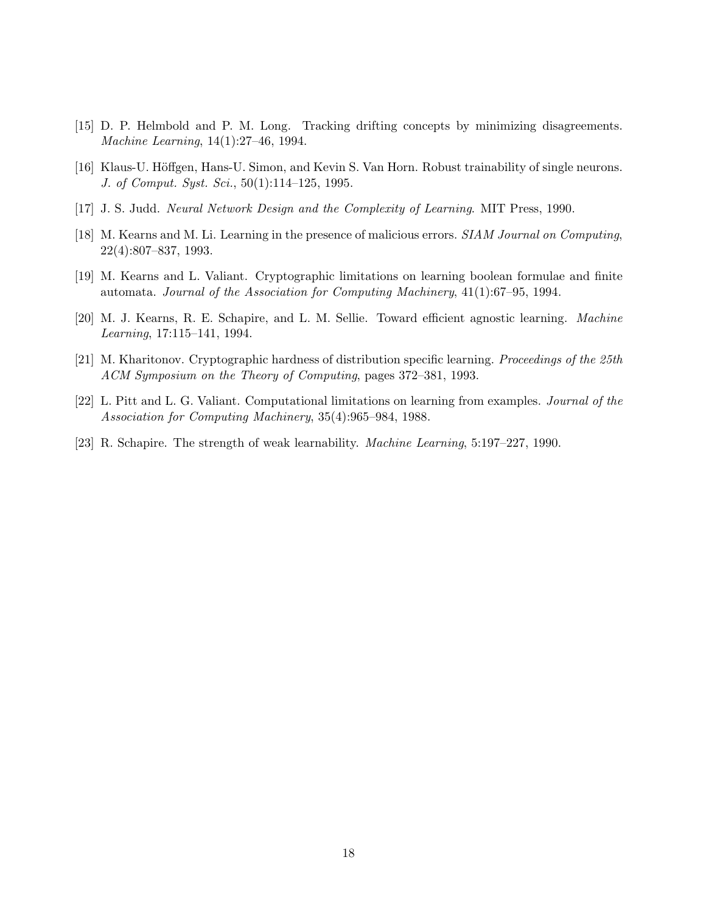[15] D. P. Helmbold and P. M. Long. Tracking drifting concepts by minimizing disagreements. *Machine Learning*, 14(1):27–46, 1994.

[16] Klaus-U. Höffgen, Hans-U. Simon, and Kevin S. Van Horn. Robust trainability of single neurons. *J. of Comput. Syst. Sci.*, 50(1):114–125, 1995.

[17] J. S. Judd. *Neural Network Design and the Complexity of Learning*. MIT Press, 1990.

[18] M. Kearns and M. Li. Learning in the presence of malicious errors. *SIAM Journal on Computing*, 22(4):807–837, 1993.

[19] M. Kearns and L. Valiant. Cryptographic limitations on learning boolean formulae and finite automata. *Journal of the Association for Computing Machinery*, 41(1):67–95, 1994.

[20] M. J. Kearns, R. E. Schapire, and L. M. Sellie. Toward efficient agnostic learning. *Machine Learning*, 17:115–141, 1994.

[21] M. Kharitonov. Cryptographic hardness of distribution specific learning. *Proceedings of the 25th ACM Symposium on the Theory of Computing*, pages 372–381, 1993.

[22] L. Pitt and L. G. Valiant. Computational limitations on learning from examples. *Journal of the Association for Computing Machinery*, 35(4):965–984, 1988.

[23] R. Schapire. The strength of weak learnability. *Machine Learning*, 5:197–227, 1990.